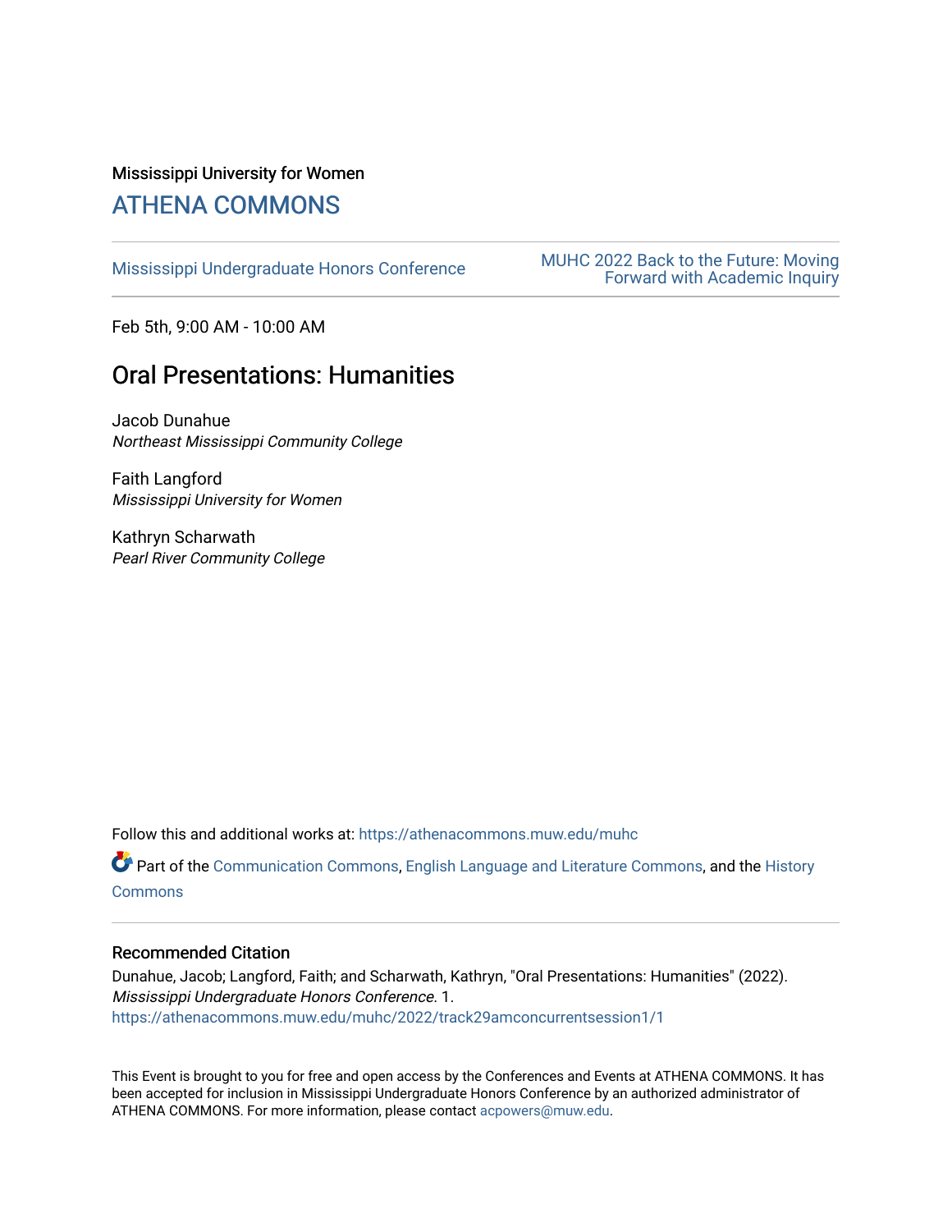Mississippi University for Women

# ATHENA COMMONS

Mississippi Undergraduate Honors Conference

MUHC 2022 Back to the Future: Moving Forward with Academic Inquiry

Feb 5th, 9:00 AM - 10:00 AM

## Oral Presentations: Humanities

Jacob Dunahue
*Northeast Mississippi Community College*

Faith Langford
*Mississippi University for Women*

Kathryn Scharwath
*Pearl River Community College*

Follow this and additional works at: https://athenacommons.muw.edu/muhc

Part of the Communication Commons, English Language and Literature Commons, and the History Commons

### Recommended Citation

Dunahue, Jacob; Langford, Faith; and Scharwath, Kathryn, "Oral Presentations: Humanities" (2022). *Mississippi Undergraduate Honors Conference*. 1.
https://athenacommons.muw.edu/muhc/2022/track29amconcurrentsession1/1

This Event is brought to you for free and open access by the Conferences and Events at ATHENA COMMONS. It has been accepted for inclusion in Mississippi Undergraduate Honors Conference by an authorized administrator of ATHENA COMMONS. For more information, please contact acpowers@muw.edu.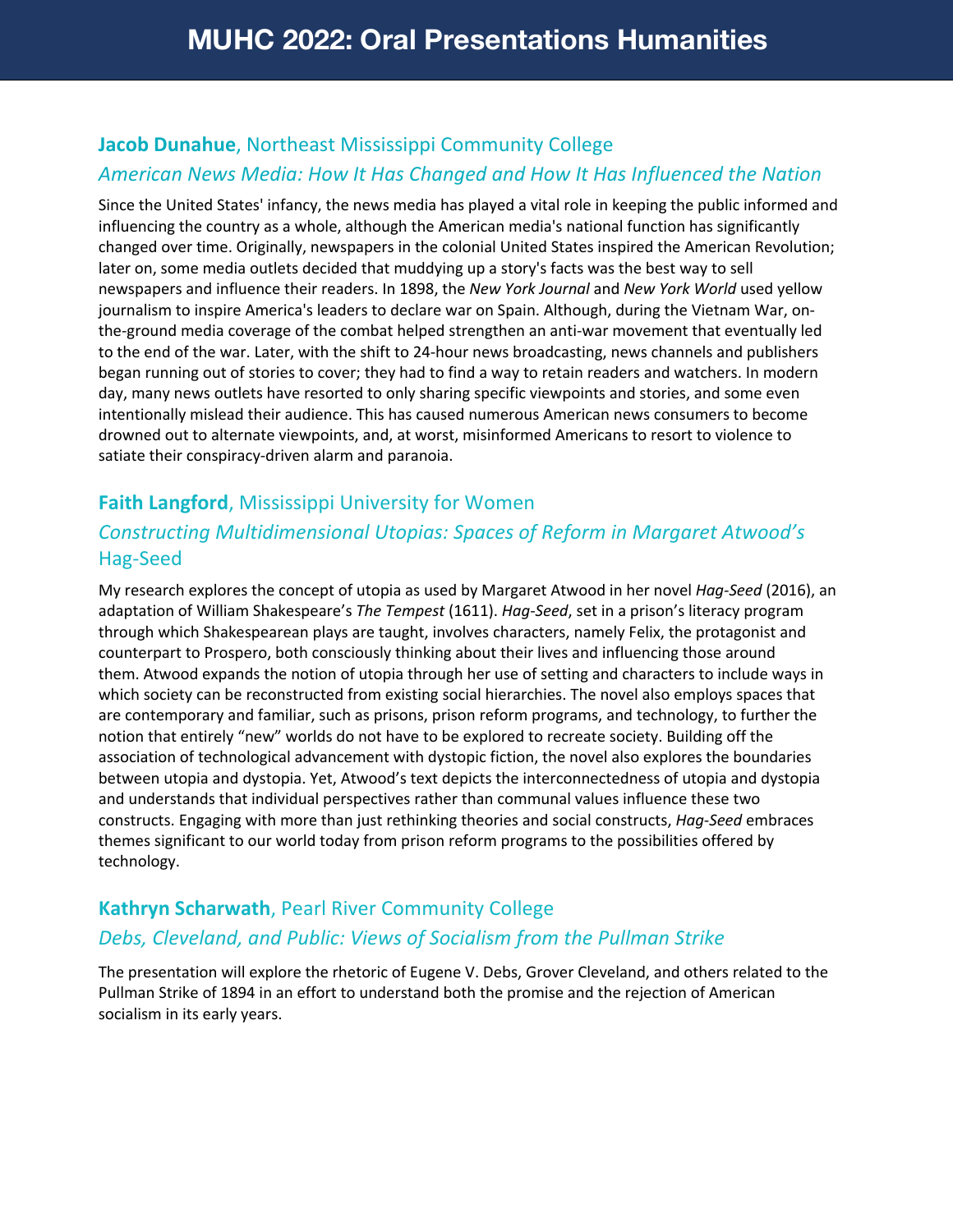# MUHC 2022: Oral Presentations Humanities

## **Jacob Dunahue**, Northeast Mississippi Community College

### *American News Media: How It Has Changed and How It Has Influenced the Nation*

Since the United States' infancy, the news media has played a vital role in keeping the public informed and influencing the country as a whole, although the American media's national function has significantly changed over time. Originally, newspapers in the colonial United States inspired the American Revolution; later on, some media outlets decided that muddying up a story's facts was the best way to sell newspapers and influence their readers. In 1898, the *New York Journal* and *New York World* used yellow journalism to inspire America's leaders to declare war on Spain. Although, during the Vietnam War, on-the-ground media coverage of the combat helped strengthen an anti-war movement that eventually led to the end of the war. Later, with the shift to 24-hour news broadcasting, news channels and publishers began running out of stories to cover; they had to find a way to retain readers and watchers. In modern day, many news outlets have resorted to only sharing specific viewpoints and stories, and some even intentionally mislead their audience. This has caused numerous American news consumers to become drowned out to alternate viewpoints, and, at worst, misinformed Americans to resort to violence to satiate their conspiracy-driven alarm and paranoia.

## **Faith Langford**, Mississippi University for Women

### *Constructing Multidimensional Utopias: Spaces of Reform in Margaret Atwood's* Hag-Seed

My research explores the concept of utopia as used by Margaret Atwood in her novel *Hag-Seed* (2016), an adaptation of William Shakespeare's *The Tempest* (1611). *Hag-Seed*, set in a prison's literacy program through which Shakespearean plays are taught, involves characters, namely Felix, the protagonist and counterpart to Prospero, both consciously thinking about their lives and influencing those around them. Atwood expands the notion of utopia through her use of setting and characters to include ways in which society can be reconstructed from existing social hierarchies. The novel also employs spaces that are contemporary and familiar, such as prisons, prison reform programs, and technology, to further the notion that entirely "new" worlds do not have to be explored to recreate society. Building off the association of technological advancement with dystopic fiction, the novel also explores the boundaries between utopia and dystopia. Yet, Atwood's text depicts the interconnectedness of utopia and dystopia and understands that individual perspectives rather than communal values influence these two constructs. Engaging with more than just rethinking theories and social constructs, *Hag-Seed* embraces themes significant to our world today from prison reform programs to the possibilities offered by technology.

## **Kathryn Scharwath**, Pearl River Community College

### *Debs, Cleveland, and Public: Views of Socialism from the Pullman Strike*

The presentation will explore the rhetoric of Eugene V. Debs, Grover Cleveland, and others related to the Pullman Strike of 1894 in an effort to understand both the promise and the rejection of American socialism in its early years.